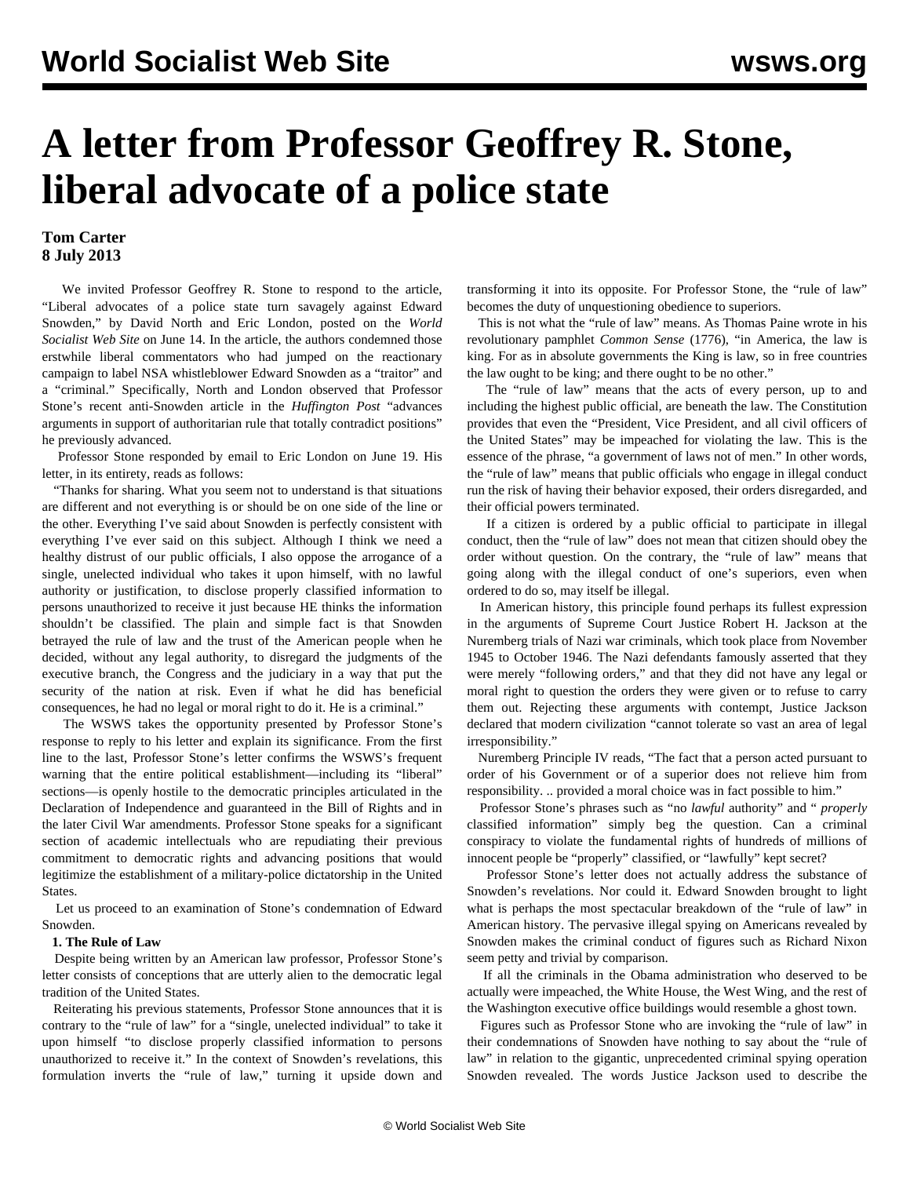# A letter from Professor Geoffrey R. Stone, liberal advocate of a police state

**Tom Carter**
**8 July 2013**

We invited Professor Geoffrey R. Stone to respond to the article, "Liberal advocates of a police state turn savagely against Edward Snowden," by David North and Eric London, posted on the *World Socialist Web Site* on June 14. In the article, the authors condemned those erstwhile liberal commentators who had jumped on the reactionary campaign to label NSA whistleblower Edward Snowden as a "traitor" and a "criminal." Specifically, North and London observed that Professor Stone's recent anti-Snowden article in the *Huffington Post* "advances arguments in support of authoritarian rule that totally contradict positions" he previously advanced.

Professor Stone responded by email to Eric London on June 19. His letter, in its entirety, reads as follows:

"Thanks for sharing. What you seem not to understand is that situations are different and not everything is or should be on one side of the line or the other. Everything I've said about Snowden is perfectly consistent with everything I've ever said on this subject. Although I think we need a healthy distrust of our public officials, I also oppose the arrogance of a single, unelected individual who takes it upon himself, with no lawful authority or justification, to disclose properly classified information to persons unauthorized to receive it just because HE thinks the information shouldn't be classified. The plain and simple fact is that Snowden betrayed the rule of law and the trust of the American people when he decided, without any legal authority, to disregard the judgments of the executive branch, the Congress and the judiciary in a way that put the security of the nation at risk. Even if what he did has beneficial consequences, he had no legal or moral right to do it. He is a criminal."

The WSWS takes the opportunity presented by Professor Stone's response to reply to his letter and explain its significance. From the first line to the last, Professor Stone's letter confirms the WSWS's frequent warning that the entire political establishment—including its "liberal" sections—is openly hostile to the democratic principles articulated in the Declaration of Independence and guaranteed in the Bill of Rights and in the later Civil War amendments. Professor Stone speaks for a significant section of academic intellectuals who are repudiating their previous commitment to democratic rights and advancing positions that would legitimize the establishment of a military-police dictatorship in the United States.

Let us proceed to an examination of Stone's condemnation of Edward Snowden.

**1. The Rule of Law**

Despite being written by an American law professor, Professor Stone's letter consists of conceptions that are utterly alien to the democratic legal tradition of the United States.

Reiterating his previous statements, Professor Stone announces that it is contrary to the "rule of law" for a "single, unelected individual" to take it upon himself "to disclose properly classified information to persons unauthorized to receive it." In the context of Snowden's revelations, this formulation inverts the "rule of law," turning it upside down and transforming it into its opposite. For Professor Stone, the "rule of law" becomes the duty of unquestioning obedience to superiors.

This is not what the "rule of law" means. As Thomas Paine wrote in his revolutionary pamphlet *Common Sense* (1776), "in America, the law is king. For as in absolute governments the King is law, so in free countries the law ought to be king; and there ought to be no other."

The "rule of law" means that the acts of every person, up to and including the highest public official, are beneath the law. The Constitution provides that even the "President, Vice President, and all civil officers of the United States" may be impeached for violating the law. This is the essence of the phrase, "a government of laws not of men." In other words, the "rule of law" means that public officials who engage in illegal conduct run the risk of having their behavior exposed, their orders disregarded, and their official powers terminated.

If a citizen is ordered by a public official to participate in illegal conduct, then the "rule of law" does not mean that citizen should obey the order without question. On the contrary, the "rule of law" means that going along with the illegal conduct of one's superiors, even when ordered to do so, may itself be illegal.

In American history, this principle found perhaps its fullest expression in the arguments of Supreme Court Justice Robert H. Jackson at the Nuremberg trials of Nazi war criminals, which took place from November 1945 to October 1946. The Nazi defendants famously asserted that they were merely "following orders," and that they did not have any legal or moral right to question the orders they were given or to refuse to carry them out. Rejecting these arguments with contempt, Justice Jackson declared that modern civilization "cannot tolerate so vast an area of legal irresponsibility."

Nuremberg Principle IV reads, "The fact that a person acted pursuant to order of his Government or of a superior does not relieve him from responsibility. .. provided a moral choice was in fact possible to him."

Professor Stone's phrases such as "no *lawful* authority" and " *properly* classified information" simply beg the question. Can a criminal conspiracy to violate the fundamental rights of hundreds of millions of innocent people be "properly" classified, or "lawfully" kept secret?

Professor Stone's letter does not actually address the substance of Snowden's revelations. Nor could it. Edward Snowden brought to light what is perhaps the most spectacular breakdown of the "rule of law" in American history. The pervasive illegal spying on Americans revealed by Snowden makes the criminal conduct of figures such as Richard Nixon seem petty and trivial by comparison.

If all the criminals in the Obama administration who deserved to be actually were impeached, the White House, the West Wing, and the rest of the Washington executive office buildings would resemble a ghost town.

Figures such as Professor Stone who are invoking the "rule of law" in their condemnations of Snowden have nothing to say about the "rule of law" in relation to the gigantic, unprecedented criminal spying operation Snowden revealed. The words Justice Jackson used to describe the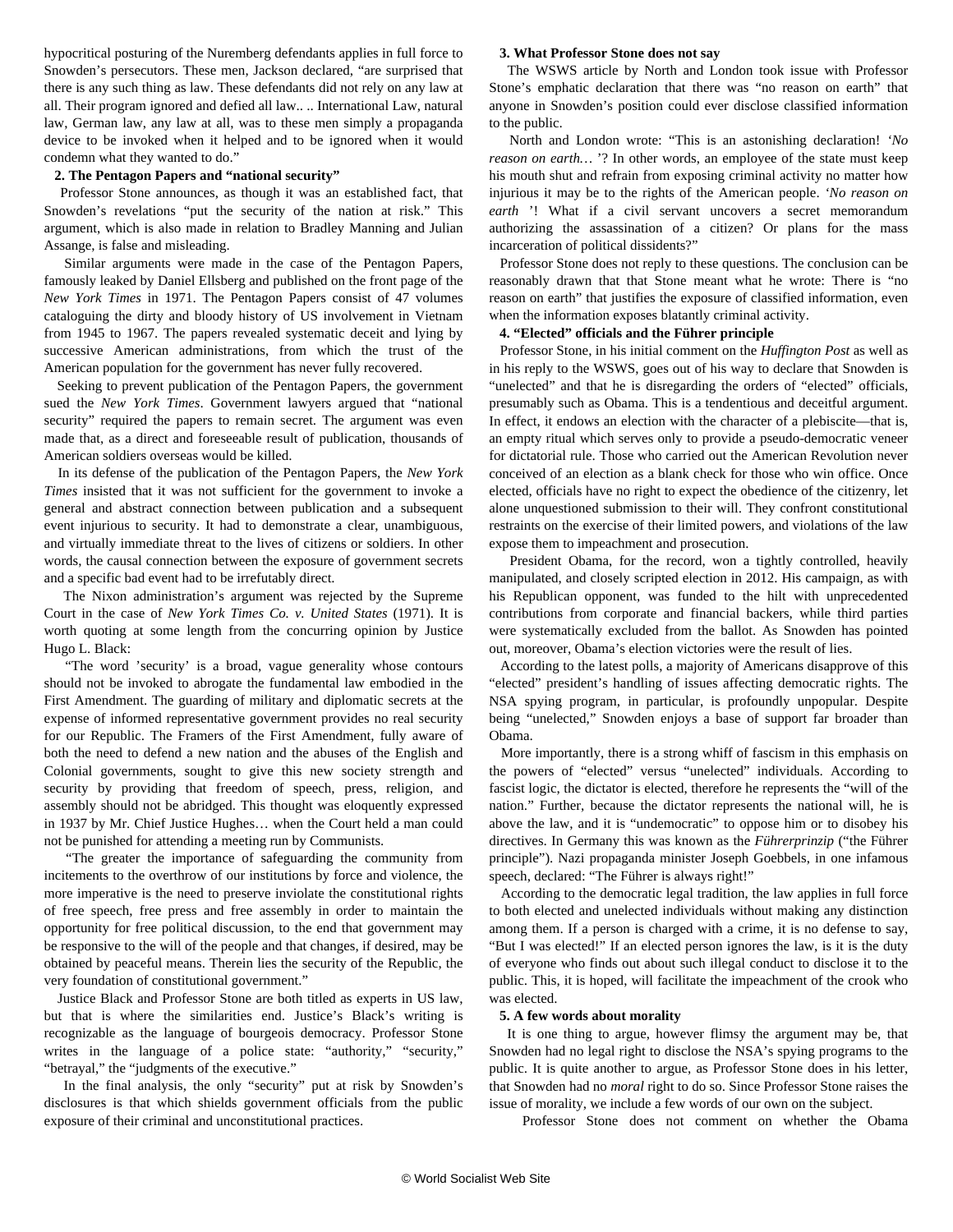hypocritical posturing of the Nuremberg defendants applies in full force to Snowden's persecutors. These men, Jackson declared, "are surprised that there is any such thing as law. These defendants did not rely on any law at all. Their program ignored and defied all law.. .. International Law, natural law, German law, any law at all, was to these men simply a propaganda device to be invoked when it helped and to be ignored when it would condemn what they wanted to do."

**2. The Pentagon Papers and "national security"**

Professor Stone announces, as though it was an established fact, that Snowden's revelations "put the security of the nation at risk." This argument, which is also made in relation to Bradley Manning and Julian Assange, is false and misleading.

Similar arguments were made in the case of the Pentagon Papers, famously leaked by Daniel Ellsberg and published on the front page of the *New York Times* in 1971. The Pentagon Papers consist of 47 volumes cataloguing the dirty and bloody history of US involvement in Vietnam from 1945 to 1967. The papers revealed systematic deceit and lying by successive American administrations, from which the trust of the American population for the government has never fully recovered.

Seeking to prevent publication of the Pentagon Papers, the government sued the *New York Times*. Government lawyers argued that "national security" required the papers to remain secret. The argument was even made that, as a direct and foreseeable result of publication, thousands of American soldiers overseas would be killed.

In its defense of the publication of the Pentagon Papers, the *New York Times* insisted that it was not sufficient for the government to invoke a general and abstract connection between publication and a subsequent event injurious to security. It had to demonstrate a clear, unambiguous, and virtually immediate threat to the lives of citizens or soldiers. In other words, the causal connection between the exposure of government secrets and a specific bad event had to be irrefutably direct.

The Nixon administration's argument was rejected by the Supreme Court in the case of *New York Times Co. v. United States* (1971). It is worth quoting at some length from the concurring opinion by Justice Hugo L. Black:

"The word 'security' is a broad, vague generality whose contours should not be invoked to abrogate the fundamental law embodied in the First Amendment. The guarding of military and diplomatic secrets at the expense of informed representative government provides no real security for our Republic. The Framers of the First Amendment, fully aware of both the need to defend a new nation and the abuses of the English and Colonial governments, sought to give this new society strength and security by providing that freedom of speech, press, religion, and assembly should not be abridged. This thought was eloquently expressed in 1937 by Mr. Chief Justice Hughes… when the Court held a man could not be punished for attending a meeting run by Communists.

"The greater the importance of safeguarding the community from incitements to the overthrow of our institutions by force and violence, the more imperative is the need to preserve inviolate the constitutional rights of free speech, free press and free assembly in order to maintain the opportunity for free political discussion, to the end that government may be responsive to the will of the people and that changes, if desired, may be obtained by peaceful means. Therein lies the security of the Republic, the very foundation of constitutional government."

Justice Black and Professor Stone are both titled as experts in US law, but that is where the similarities end. Justice's Black's writing is recognizable as the language of bourgeois democracy. Professor Stone writes in the language of a police state: "authority," "security," "betrayal," the "judgments of the executive."

In the final analysis, the only "security" put at risk by Snowden's disclosures is that which shields government officials from the public exposure of their criminal and unconstitutional practices.

**3. What Professor Stone does not say**

The WSWS article by North and London took issue with Professor Stone's emphatic declaration that there was "no reason on earth" that anyone in Snowden's position could ever disclose classified information to the public.

North and London wrote: "This is an astonishing declaration! '*No reason on earth…* '? In other words, an employee of the state must keep his mouth shut and refrain from exposing criminal activity no matter how injurious it may be to the rights of the American people. '*No reason on earth* '! What if a civil servant uncovers a secret memorandum authorizing the assassination of a citizen? Or plans for the mass incarceration of political dissidents?"

Professor Stone does not reply to these questions. The conclusion can be reasonably drawn that that Stone meant what he wrote: There is "no reason on earth" that justifies the exposure of classified information, even when the information exposes blatantly criminal activity.

**4. "Elected" officials and the Führer principle**

Professor Stone, in his initial comment on the *Huffington Post* as well as in his reply to the WSWS, goes out of his way to declare that Snowden is "unelected" and that he is disregarding the orders of "elected" officials, presumably such as Obama. This is a tendentious and deceitful argument. In effect, it endows an election with the character of a plebiscite—that is, an empty ritual which serves only to provide a pseudo-democratic veneer for dictatorial rule. Those who carried out the American Revolution never conceived of an election as a blank check for those who win office. Once elected, officials have no right to expect the obedience of the citizenry, let alone unquestioned submission to their will. They confront constitutional restraints on the exercise of their limited powers, and violations of the law expose them to impeachment and prosecution.

President Obama, for the record, won a tightly controlled, heavily manipulated, and closely scripted election in 2012. His campaign, as with his Republican opponent, was funded to the hilt with unprecedented contributions from corporate and financial backers, while third parties were systematically excluded from the ballot. As Snowden has pointed out, moreover, Obama's election victories were the result of lies.

According to the latest polls, a majority of Americans disapprove of this "elected" president's handling of issues affecting democratic rights. The NSA spying program, in particular, is profoundly unpopular. Despite being "unelected," Snowden enjoys a base of support far broader than Obama.

More importantly, there is a strong whiff of fascism in this emphasis on the powers of "elected" versus "unelected" individuals. According to fascist logic, the dictator is elected, therefore he represents the "will of the nation." Further, because the dictator represents the national will, he is above the law, and it is "undemocratic" to oppose him or to disobey his directives. In Germany this was known as the *Führerprinzip* ("the Führer principle"). Nazi propaganda minister Joseph Goebbels, in one infamous speech, declared: "The Führer is always right!"

According to the democratic legal tradition, the law applies in full force to both elected and unelected individuals without making any distinction among them. If a person is charged with a crime, it is no defense to say, "But I was elected!" If an elected person ignores the law, is it is the duty of everyone who finds out about such illegal conduct to disclose it to the public. This, it is hoped, will facilitate the impeachment of the crook who was elected.

**5. A few words about morality**

It is one thing to argue, however flimsy the argument may be, that Snowden had no legal right to disclose the NSA's spying programs to the public. It is quite another to argue, as Professor Stone does in his letter, that Snowden had no *moral* right to do so. Since Professor Stone raises the issue of morality, we include a few words of our own on the subject.

Professor Stone does not comment on whether the Obama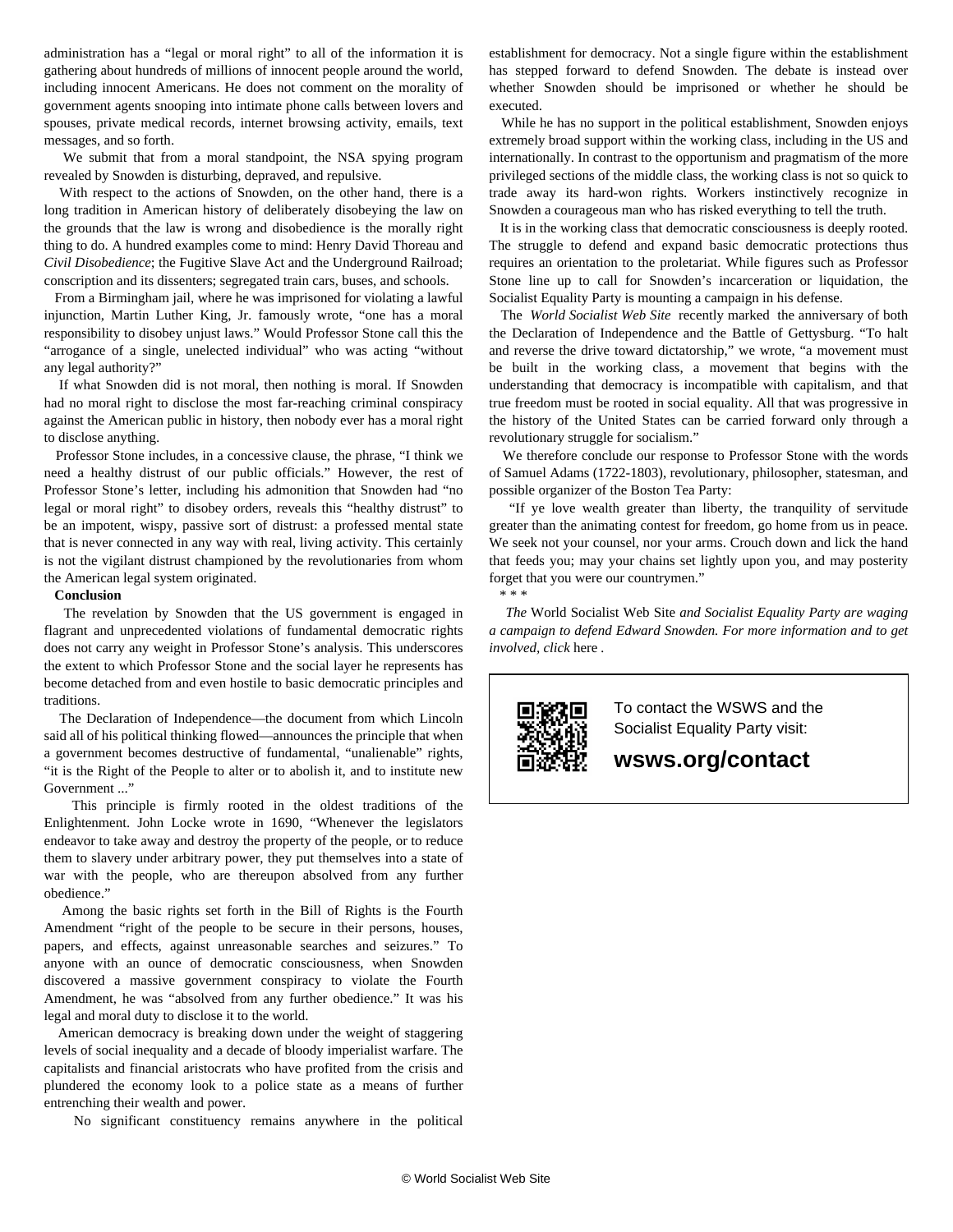administration has a "legal or moral right" to all of the information it is gathering about hundreds of millions of innocent people around the world, including innocent Americans. He does not comment on the morality of government agents snooping into intimate phone calls between lovers and spouses, private medical records, internet browsing activity, emails, text messages, and so forth.

We submit that from a moral standpoint, the NSA spying program revealed by Snowden is disturbing, depraved, and repulsive.

With respect to the actions of Snowden, on the other hand, there is a long tradition in American history of deliberately disobeying the law on the grounds that the law is wrong and disobedience is the morally right thing to do. A hundred examples come to mind: Henry David Thoreau and *Civil Disobedience*; the Fugitive Slave Act and the Underground Railroad; conscription and its dissenters; segregated train cars, buses, and schools.

From a Birmingham jail, where he was imprisoned for violating a lawful injunction, Martin Luther King, Jr. famously wrote, "one has a moral responsibility to disobey unjust laws." Would Professor Stone call this the "arrogance of a single, unelected individual" who was acting "without any legal authority?"

If what Snowden did is not moral, then nothing is moral. If Snowden had no moral right to disclose the most far-reaching criminal conspiracy against the American public in history, then nobody ever has a moral right to disclose anything.

Professor Stone includes, in a concessive clause, the phrase, "I think we need a healthy distrust of our public officials." However, the rest of Professor Stone's letter, including his admonition that Snowden had "no legal or moral right" to disobey orders, reveals this "healthy distrust" to be an impotent, wispy, passive sort of distrust: a professed mental state that is never connected in any way with real, living activity. This certainly is not the vigilant distrust championed by the revolutionaries from whom the American legal system originated.

**Conclusion**

The revelation by Snowden that the US government is engaged in flagrant and unprecedented violations of fundamental democratic rights does not carry any weight in Professor Stone's analysis. This underscores the extent to which Professor Stone and the social layer he represents has become detached from and even hostile to basic democratic principles and traditions.

The Declaration of Independence—the document from which Lincoln said all of his political thinking flowed—announces the principle that when a government becomes destructive of fundamental, "unalienable" rights, "it is the Right of the People to alter or to abolish it, and to institute new Government ..."

This principle is firmly rooted in the oldest traditions of the Enlightenment. John Locke wrote in 1690, "Whenever the legislators endeavor to take away and destroy the property of the people, or to reduce them to slavery under arbitrary power, they put themselves into a state of war with the people, who are thereupon absolved from any further obedience."

Among the basic rights set forth in the Bill of Rights is the Fourth Amendment "right of the people to be secure in their persons, houses, papers, and effects, against unreasonable searches and seizures." To anyone with an ounce of democratic consciousness, when Snowden discovered a massive government conspiracy to violate the Fourth Amendment, he was "absolved from any further obedience." It was his legal and moral duty to disclose it to the world.

American democracy is breaking down under the weight of staggering levels of social inequality and a decade of bloody imperialist warfare. The capitalists and financial aristocrats who have profited from the crisis and plundered the economy look to a police state as a means of further entrenching their wealth and power.

No significant constituency remains anywhere in the political establishment for democracy. Not a single figure within the establishment has stepped forward to defend Snowden. The debate is instead over whether Snowden should be imprisoned or whether he should be executed.

While he has no support in the political establishment, Snowden enjoys extremely broad support within the working class, including in the US and internationally. In contrast to the opportunism and pragmatism of the more privileged sections of the middle class, the working class is not so quick to trade away its hard-won rights. Workers instinctively recognize in Snowden a courageous man who has risked everything to tell the truth.

It is in the working class that democratic consciousness is deeply rooted. The struggle to defend and expand basic democratic protections thus requires an orientation to the proletariat. While figures such as Professor Stone line up to call for Snowden's incarceration or liquidation, the Socialist Equality Party is mounting a campaign in his defense.

The *World Socialist Web Site* recently marked the anniversary of both the Declaration of Independence and the Battle of Gettysburg. "To halt and reverse the drive toward dictatorship," we wrote, "a movement must be built in the working class, a movement that begins with the understanding that democracy is incompatible with capitalism, and that true freedom must be rooted in social equality. All that was progressive in the history of the United States can be carried forward only through a revolutionary struggle for socialism."

We therefore conclude our response to Professor Stone with the words of Samuel Adams (1722-1803), revolutionary, philosopher, statesman, and possible organizer of the Boston Tea Party:

"If ye love wealth greater than liberty, the tranquility of servitude greater than the animating contest for freedom, go home from us in peace. We seek not your counsel, nor your arms. Crouch down and lick the hand that feeds you; may your chains set lightly upon you, and may posterity forget that you were our countrymen."

\* \* \*

*The* World Socialist Web Site *and Socialist Equality Party are waging a campaign to defend Edward Snowden. For more information and to get involved, click* here .

To contact the WSWS and the Socialist Equality Party visit:

**wsws.org/contact**